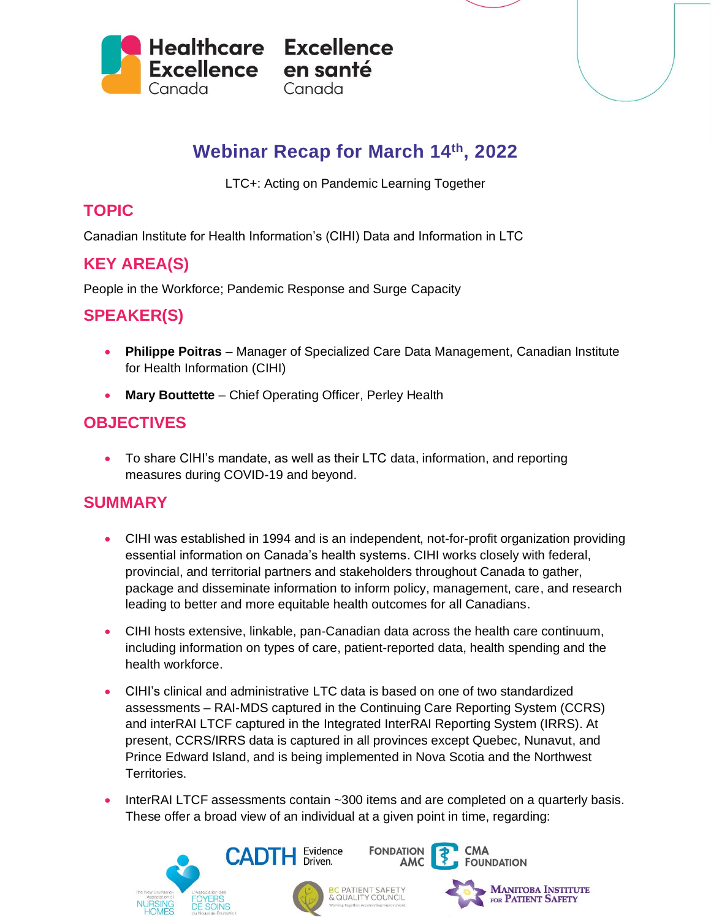# Webinar Recap for March 14th, 2022

LTC+: Acting on Pandemic Learning Together

## TOPIC

Canadian Institute for Health Information's (CIHI) Data and Information in LTC

## KEY AREA(S)

People in the Workforce; Pandemic Response and Surge Capacity

## SPEAKER(S)

- **Philippe Poitras** – Manager of Specialized Care Data Management, Canadian Institute for Health Information (CIHI)
- **Mary Bouttette** – Chief Operating Officer, Perley Health

## OBJECTIVES

- To share CIHI's mandate, as well as their LTC data, information, and reporting measures during COVID-19 and beyond.

## SUMMARY

- CIHI was established in 1994 and is an independent, not-for-profit organization providing essential information on Canada's health systems. CIHI works closely with federal, provincial, and territorial partners and stakeholders throughout Canada to gather, package and disseminate information to inform policy, management, care, and research leading to better and more equitable health outcomes for all Canadians.
- CIHI hosts extensive, linkable, pan-Canadian data across the health care continuum, including information on types of care, patient-reported data, health spending and the health workforce.
- CIHI's clinical and administrative LTC data is based on one of two standardized assessments – RAI-MDS captured in the Continuing Care Reporting System (CCRS) and interRAI LTCF captured in the Integrated InterRAI Reporting System (IRRS). At present, CCRS/IRRS data is captured in all provinces except Quebec, Nunavut, and Prince Edward Island, and is being implemented in Nova Scotia and the Northwest Territories.
- InterRAI LTCF assessments contain ~300 items and are completed on a quarterly basis. These offer a broad view of an individual at a given point in time, regarding: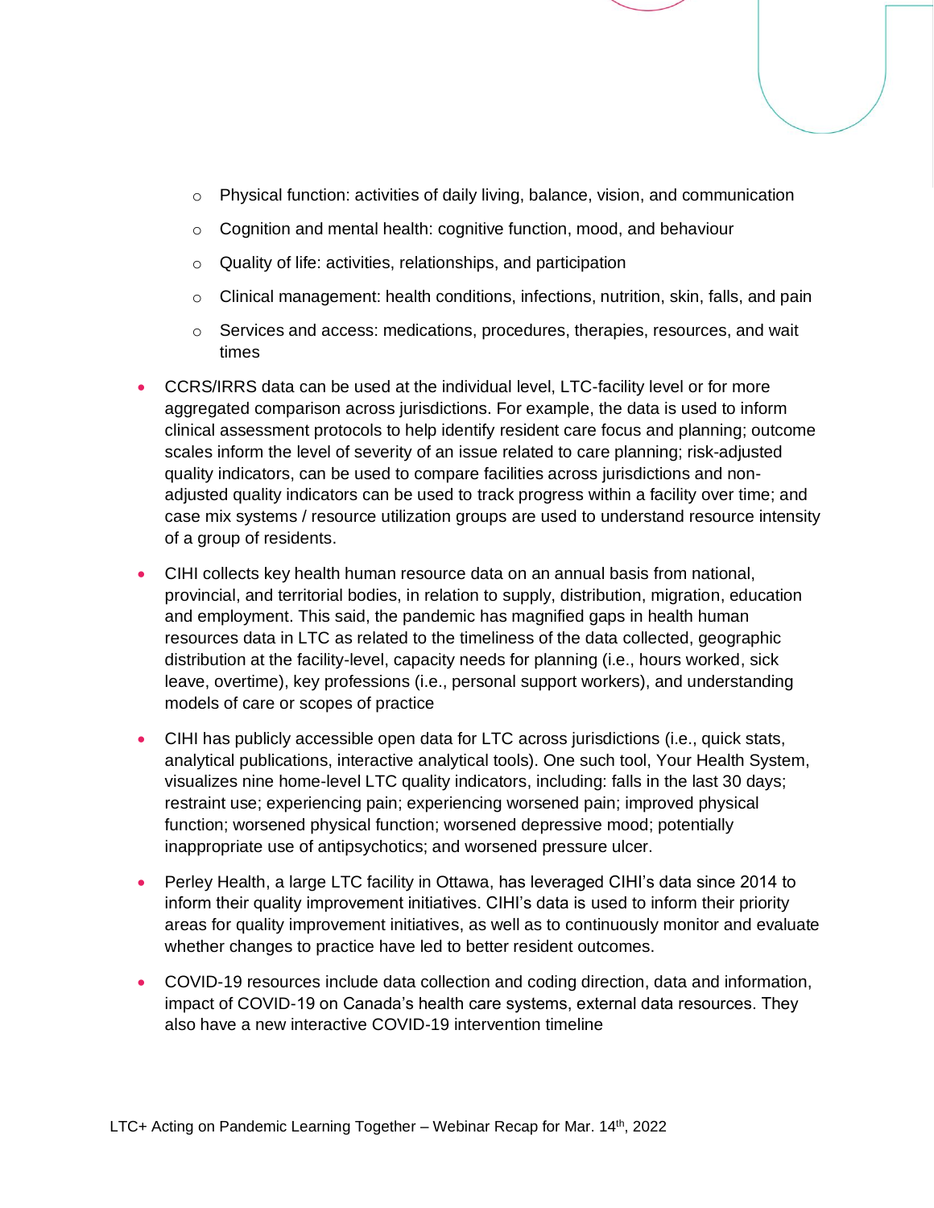- Physical function: activities of daily living, balance, vision, and communication
  - Cognition and mental health: cognitive function, mood, and behaviour
  - Quality of life: activities, relationships, and participation
  - Clinical management: health conditions, infections, nutrition, skin, falls, and pain
  - Services and access: medications, procedures, therapies, resources, and wait times

- CCRS/IRRS data can be used at the individual level, LTC-facility level or for more aggregated comparison across jurisdictions. For example, the data is used to inform clinical assessment protocols to help identify resident care focus and planning; outcome scales inform the level of severity of an issue related to care planning; risk-adjusted quality indicators, can be used to compare facilities across jurisdictions and non-adjusted quality indicators can be used to track progress within a facility over time; and case mix systems / resource utilization groups are used to understand resource intensity of a group of residents.

- CIHI collects key health human resource data on an annual basis from national, provincial, and territorial bodies, in relation to supply, distribution, migration, education and employment. This said, the pandemic has magnified gaps in health human resources data in LTC as related to the timeliness of the data collected, geographic distribution at the facility-level, capacity needs for planning (i.e., hours worked, sick leave, overtime), key professions (i.e., personal support workers), and understanding models of care or scopes of practice

- CIHI has publicly accessible open data for LTC across jurisdictions (i.e., quick stats, analytical publications, interactive analytical tools). One such tool, Your Health System, visualizes nine home-level LTC quality indicators, including: falls in the last 30 days; restraint use; experiencing pain; experiencing worsened pain; improved physical function; worsened physical function; worsened depressive mood; potentially inappropriate use of antipsychotics; and worsened pressure ulcer.

- Perley Health, a large LTC facility in Ottawa, has leveraged CIHI's data since 2014 to inform their quality improvement initiatives. CIHI's data is used to inform their priority areas for quality improvement initiatives, as well as to continuously monitor and evaluate whether changes to practice have led to better resident outcomes.

- COVID-19 resources include data collection and coding direction, data and information, impact of COVID-19 on Canada's health care systems, external data resources. They also have a new interactive COVID-19 intervention timeline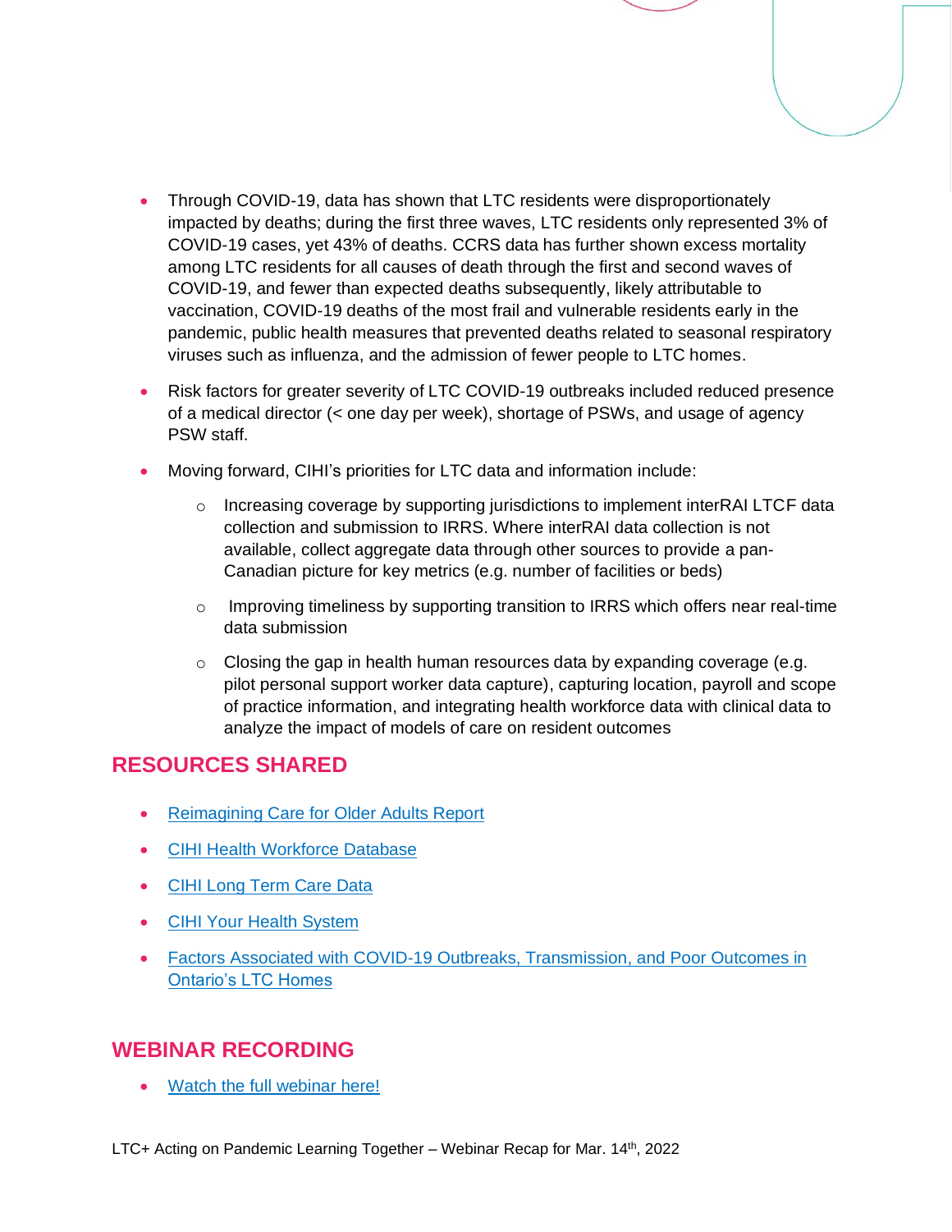- Through COVID-19, data has shown that LTC residents were disproportionately impacted by deaths; during the first three waves, LTC residents only represented 3% of COVID-19 cases, yet 43% of deaths. CCRS data has further shown excess mortality among LTC residents for all causes of death through the first and second waves of COVID-19, and fewer than expected deaths subsequently, likely attributable to vaccination, COVID-19 deaths of the most frail and vulnerable residents early in the pandemic, public health measures that prevented deaths related to seasonal respiratory viruses such as influenza, and the admission of fewer people to LTC homes.
- Risk factors for greater severity of LTC COVID-19 outbreaks included reduced presence of a medical director (< one day per week), shortage of PSWs, and usage of agency PSW staff.
- Moving forward, CIHI's priorities for LTC data and information include:
  - Increasing coverage by supporting jurisdictions to implement interRAI LTCF data collection and submission to IRRS. Where interRAI data collection is not available, collect aggregate data through other sources to provide a pan-Canadian picture for key metrics (e.g. number of facilities or beds)
  - Improving timeliness by supporting transition to IRRS which offers near real-time data submission
  - Closing the gap in health human resources data by expanding coverage (e.g. pilot personal support worker data capture), capturing location, payroll and scope of practice information, and integrating health workforce data with clinical data to analyze the impact of models of care on resident outcomes

## RESOURCES SHARED

- Reimagining Care for Older Adults Report
- CIHI Health Workforce Database
- CIHI Long Term Care Data
- CIHI Your Health System
- Factors Associated with COVID-19 Outbreaks, Transmission, and Poor Outcomes in Ontario's LTC Homes

## WEBINAR RECORDING

- Watch the full webinar here!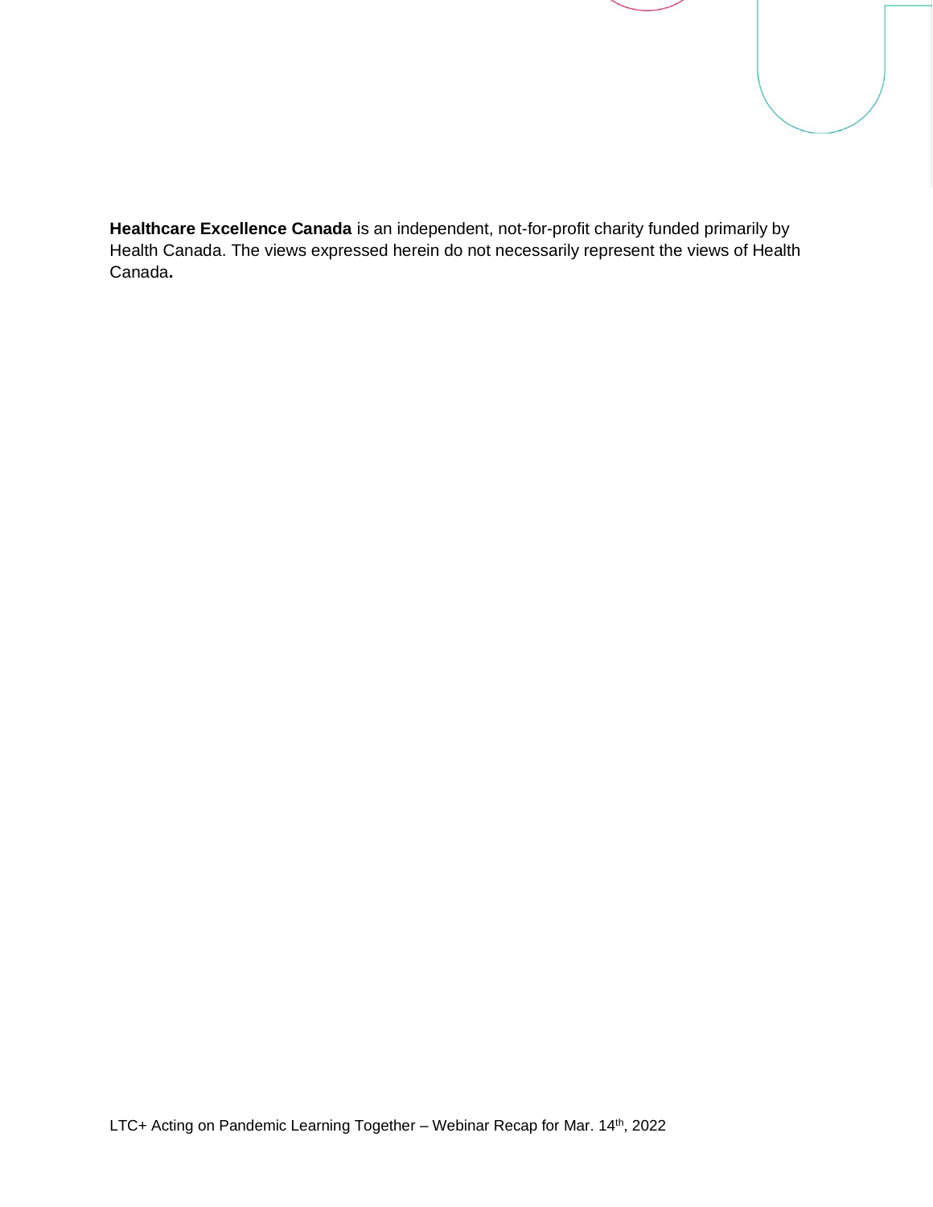**Healthcare Excellence Canada** is an independent, not-for-profit charity funded primarily by Health Canada. The views expressed herein do not necessarily represent the views of Health Canada**.**